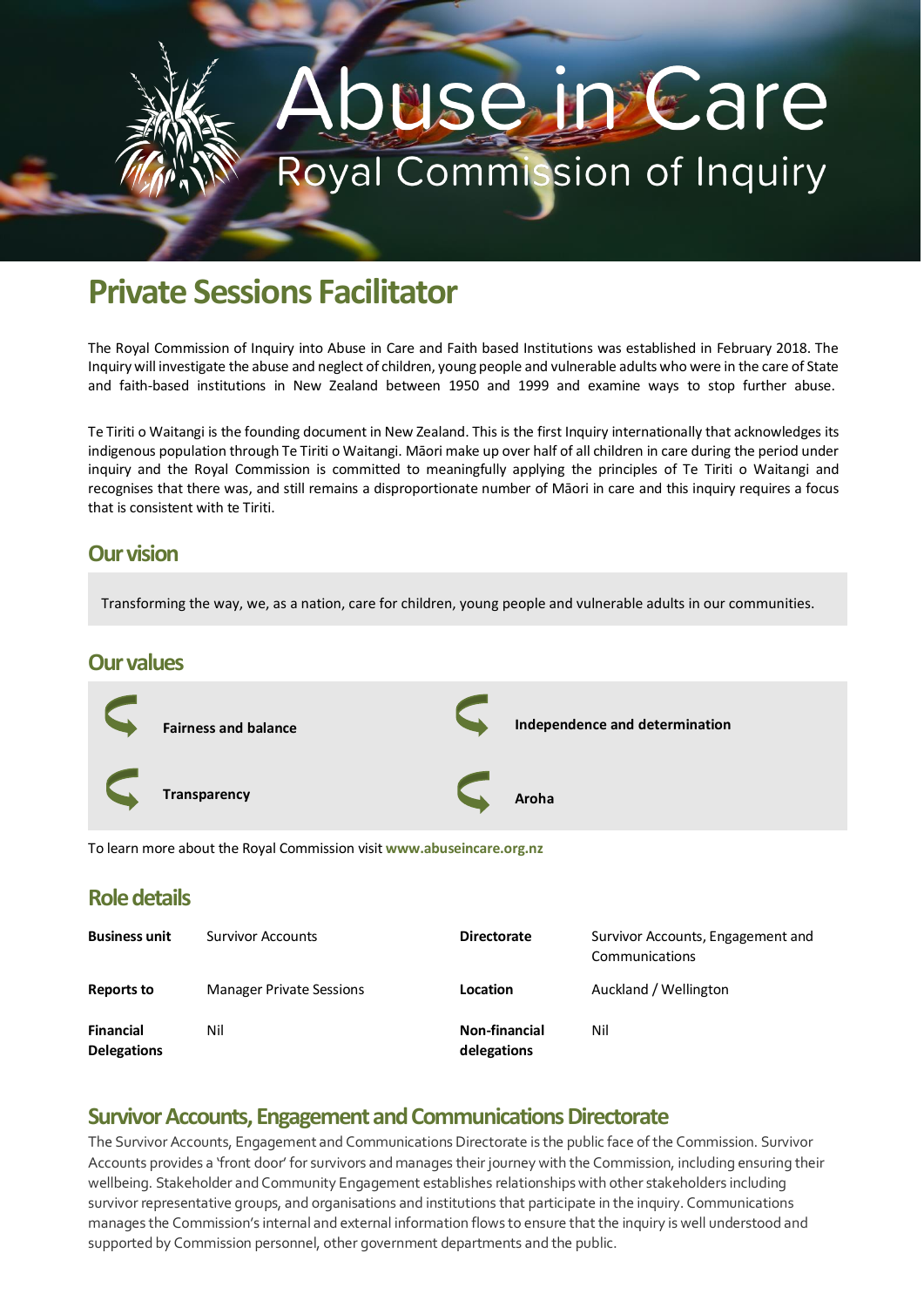# Abuse in Care

Royal Commission of Inquiry

## Private Sessions Facilitator

The Royal Commission of Inquiry into Abuse in Care and Faith based Institutions was established in February 2018. The Inquiry will investigate the abuse and neglect of children, young people and vulnerable adults who were in the care of State and faith-based institutions in New Zealand between 1950 and 1999 and examine ways to stop further abuse.

Te Tiriti o Waitangi is the founding document in New Zealand. This is the first Inquiry internationally that acknowledges its indigenous population through Te Tiriti o Waitangi. Māori make up over half of all children in care during the period under inquiry and the Royal Commission is committed to meaningfully applying the principles of Te Tiriti o Waitangi and recognises that there was, and still remains a disproportionate number of Māori in care and this inquiry requires a focus that is consistent with te Tiriti.

### Our vision

Transforming the way, we, as a nation, care for children, young people and vulnerable adults in our communities.

### Our values

- **Fairness and balance**
- **Independence and determination**
- **Transparency**
- **Aroha**

To learn more about the Royal Commission visit **www.abuseincare.org.nz**

### Role details

| | | | |
|---|---|---|---|
| **Business unit** | Survivor Accounts | **Directorate** | Survivor Accounts, Engagement and Communications |
| **Reports to** | Manager Private Sessions | **Location** | Auckland / Wellington |
| **Financial Delegations** | Nil | **Non-financial delegations** | Nil |

### Survivor Accounts, Engagement and Communications Directorate

The Survivor Accounts, Engagement and Communications Directorate is the public face of the Commission. Survivor Accounts provides a 'front door' for survivors and manages their journey with the Commission, including ensuring their wellbeing. Stakeholder and Community Engagement establishes relationships with other stakeholders including survivor representative groups, and organisations and institutions that participate in the inquiry. Communications manages the Commission's internal and external information flows to ensure that the inquiry is well understood and supported by Commission personnel, other government departments and the public.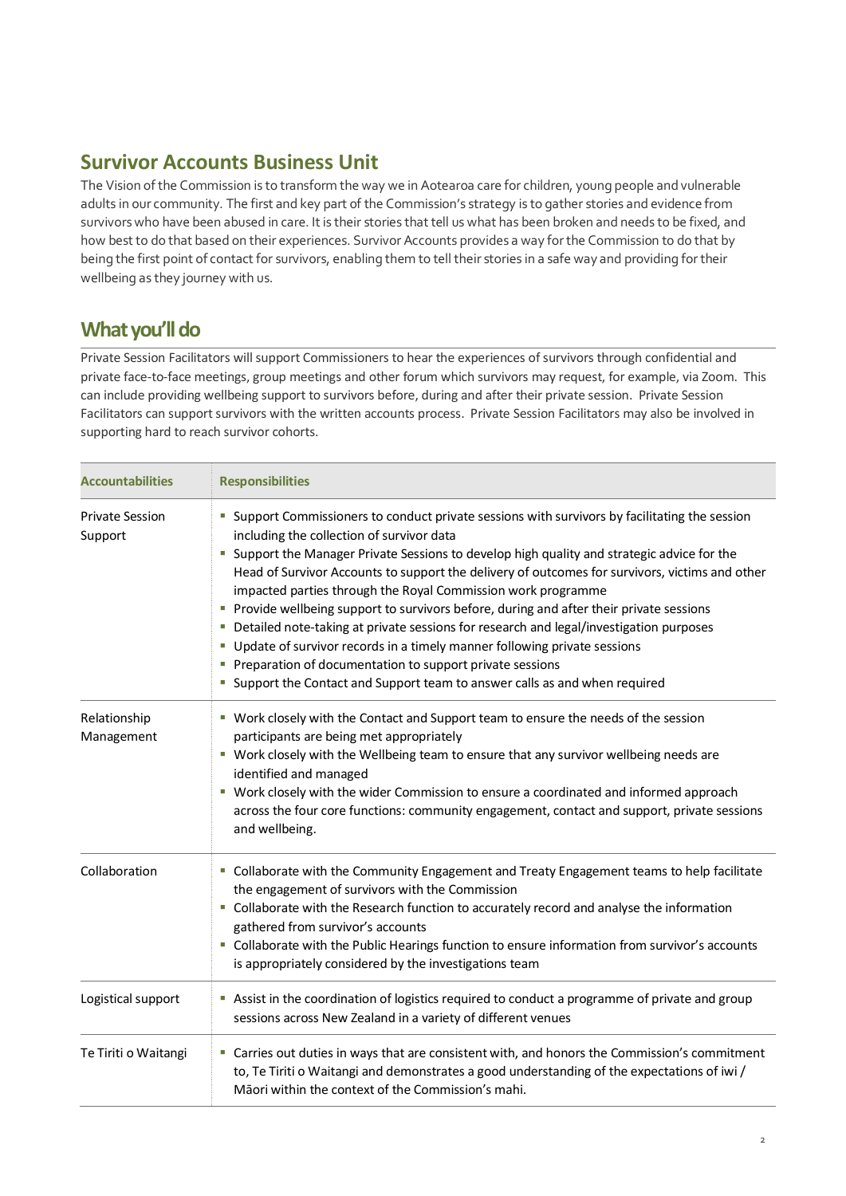## Survivor Accounts Business Unit

The Vision of the Commission is to transform the way we in Aotearoa care for children, young people and vulnerable adults in our community. The first and key part of the Commission's strategy is to gather stories and evidence from survivors who have been abused in care. It is their stories that tell us what has been broken and needs to be fixed, and how best to do that based on their experiences. Survivor Accounts provides a way for the Commission to do that by being the first point of contact for survivors, enabling them to tell their stories in a safe way and providing for their wellbeing as they journey with us.

## What you'll do

Private Session Facilitators will support Commissioners to hear the experiences of survivors through confidential and private face-to-face meetings, group meetings and other forum which survivors may request, for example, via Zoom. This can include providing wellbeing support to survivors before, during and after their private session. Private Session Facilitators can support survivors with the written accounts process. Private Session Facilitators may also be involved in supporting hard to reach survivor cohorts.

| Accountabilities | Responsibilities |
|---|---|
| Private Session Support | ▪ Support Commissioners to conduct private sessions with survivors by facilitating the session including the collection of survivor data<br>▪ Support the Manager Private Sessions to develop high quality and strategic advice for the Head of Survivor Accounts to support the delivery of outcomes for survivors, victims and other impacted parties through the Royal Commission work programme<br>▪ Provide wellbeing support to survivors before, during and after their private sessions<br>▪ Detailed note-taking at private sessions for research and legal/investigation purposes<br>▪ Update of survivor records in a timely manner following private sessions<br>▪ Preparation of documentation to support private sessions<br>▪ Support the Contact and Support team to answer calls as and when required |
| Relationship Management | ▪ Work closely with the Contact and Support team to ensure the needs of the session participants are being met appropriately<br>▪ Work closely with the Wellbeing team to ensure that any survivor wellbeing needs are identified and managed<br>▪ Work closely with the wider Commission to ensure a coordinated and informed approach across the four core functions: community engagement, contact and support, private sessions and wellbeing. |
| Collaboration | ▪ Collaborate with the Community Engagement and Treaty Engagement teams to help facilitate the engagement of survivors with the Commission<br>▪ Collaborate with the Research function to accurately record and analyse the information gathered from survivor's accounts<br>▪ Collaborate with the Public Hearings function to ensure information from survivor's accounts is appropriately considered by the investigations team |
| Logistical support | ▪ Assist in the coordination of logistics required to conduct a programme of private and group sessions across New Zealand in a variety of different venues |
| Te Tiriti o Waitangi | ▪ Carries out duties in ways that are consistent with, and honors the Commission's commitment to, Te Tiriti o Waitangi and demonstrates a good understanding of the expectations of iwi / Māori within the context of the Commission's mahi. |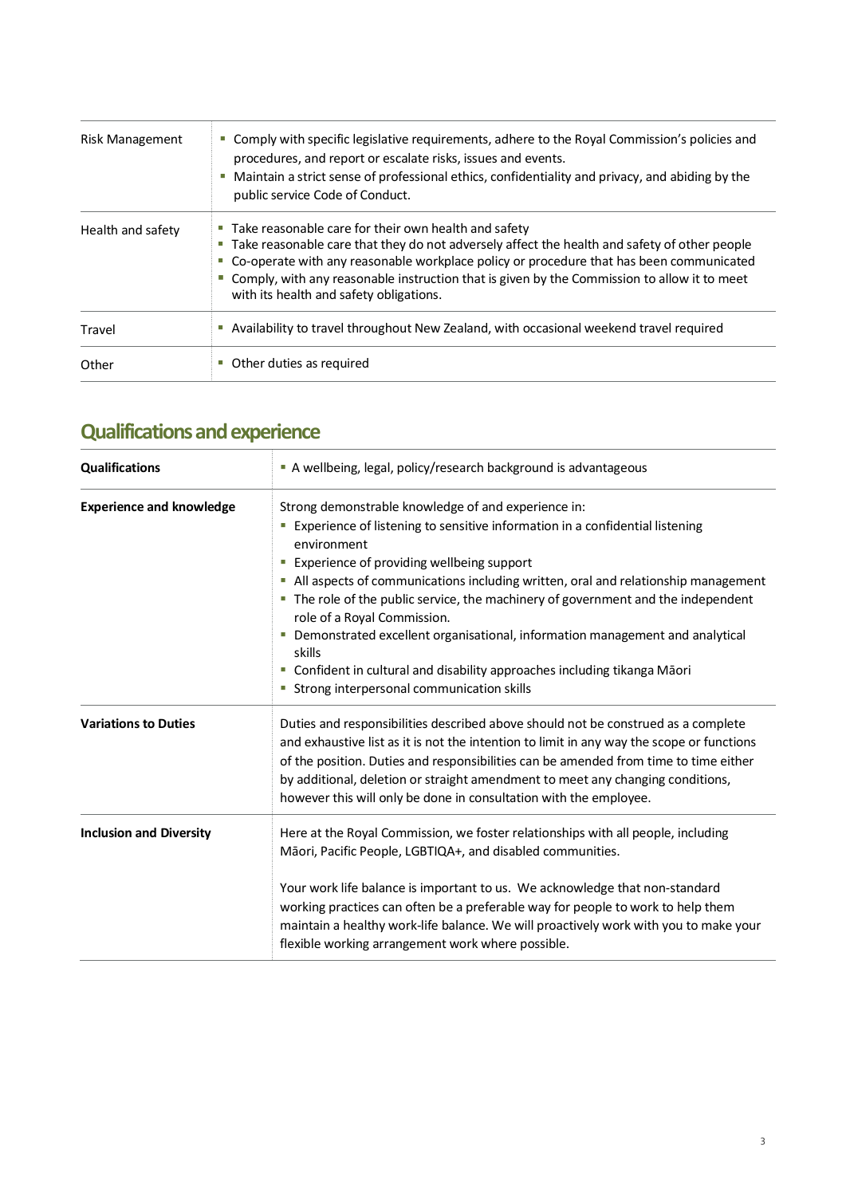| | |
|---|---|
| Risk Management | ▪ Comply with specific legislative requirements, adhere to the Royal Commission's policies and procedures, and report or escalate risks, issues and events.<br>▪ Maintain a strict sense of professional ethics, confidentiality and privacy, and abiding by the public service Code of Conduct. |
| Health and safety | ▪ Take reasonable care for their own health and safety<br>▪ Take reasonable care that they do not adversely affect the health and safety of other people<br>▪ Co-operate with any reasonable workplace policy or procedure that has been communicated<br>▪ Comply, with any reasonable instruction that is given by the Commission to allow it to meet with its health and safety obligations. |
| Travel | ▪ Availability to travel throughout New Zealand, with occasional weekend travel required |
| Other | ▪ Other duties as required |

## Qualifications and experience

| | |
|---|---|
| **Qualifications** | ▪ A wellbeing, legal, policy/research background is advantageous |
| **Experience and knowledge** | Strong demonstrable knowledge of and experience in:<br>▪ Experience of listening to sensitive information in a confidential listening environment<br>▪ Experience of providing wellbeing support<br>▪ All aspects of communications including written, oral and relationship management<br>▪ The role of the public service, the machinery of government and the independent role of a Royal Commission.<br>▪ Demonstrated excellent organisational, information management and analytical skills<br>▪ Confident in cultural and disability approaches including tikanga Māori<br>▪ Strong interpersonal communication skills |
| **Variations to Duties** | Duties and responsibilities described above should not be construed as a complete and exhaustive list as it is not the intention to limit in any way the scope or functions of the position. Duties and responsibilities can be amended from time to time either by additional, deletion or straight amendment to meet any changing conditions, however this will only be done in consultation with the employee. |
| **Inclusion and Diversity** | Here at the Royal Commission, we foster relationships with all people, including Māori, Pacific People, LGBTIQA+, and disabled communities.<br><br>Your work life balance is important to us. We acknowledge that non-standard working practices can often be a preferable way for people to work to help them maintain a healthy work-life balance. We will proactively work with you to make your flexible working arrangement work where possible. |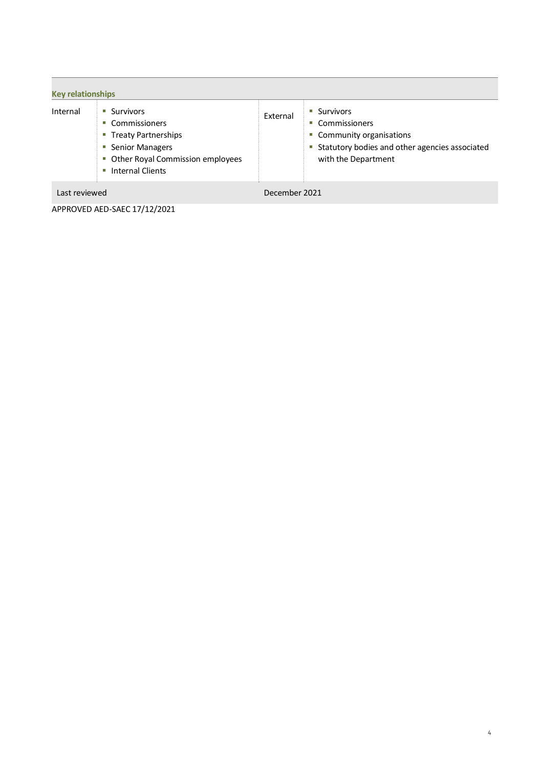## Key relationships

| | | | |
|---|---|---|---|
| Internal | - Survivors<br>- Commissioners<br>- Treaty Partnerships<br>- Senior Managers<br>- Other Royal Commission employees<br>- Internal Clients | External | - Survivors<br>- Commissioners<br>- Community organisations<br>- Statutory bodies and other agencies associated with the Department |
| Last reviewed | | December 2021 | |

APPROVED AED-SAEC 17/12/2021